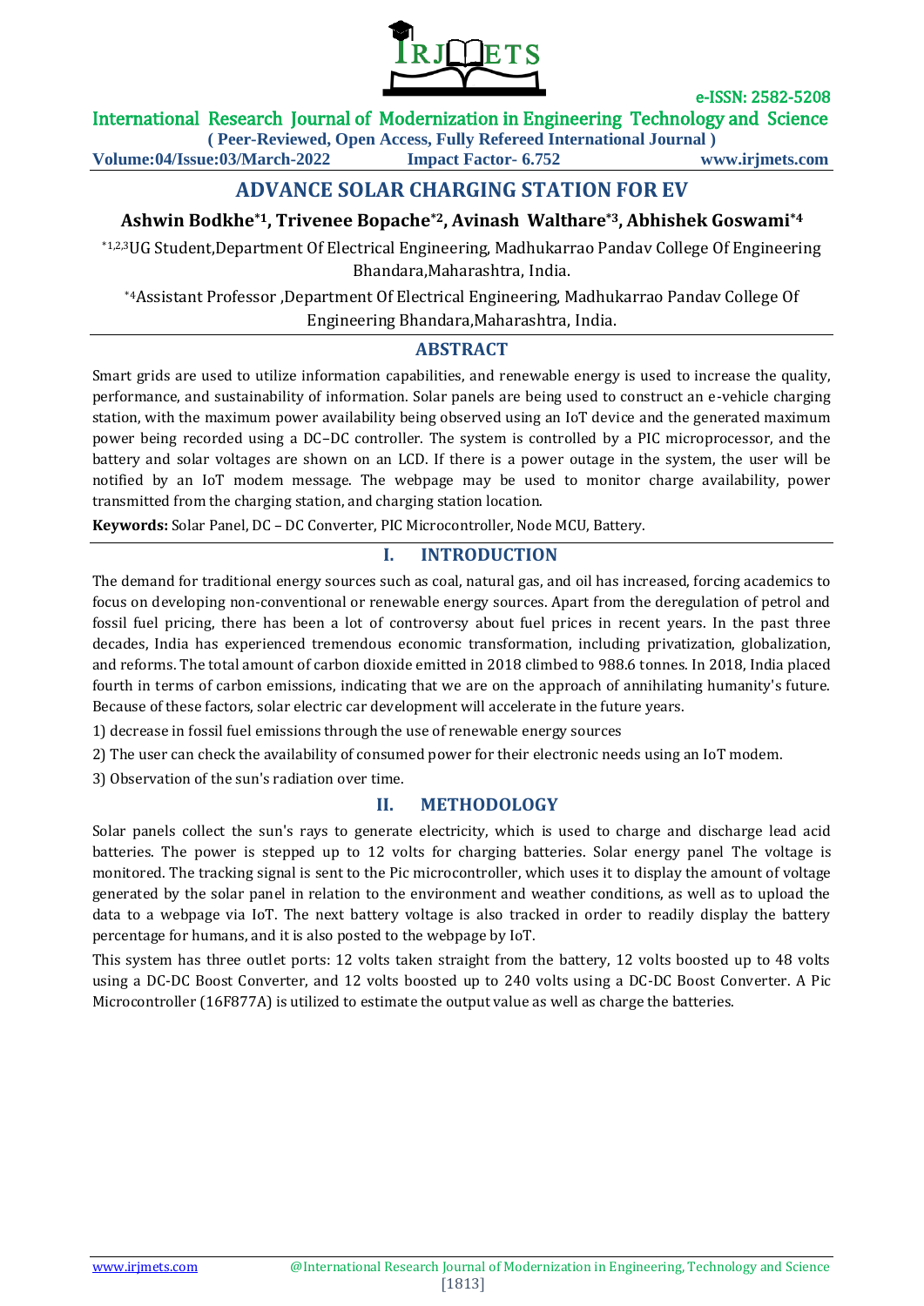# ADVANCE SOLAR CHARGING STATION FOR EV

**Ashwin Bodkhe[*1], Trivenee Bopache[*2], Avinash Walthare[*3], Abhishek Goswami[*4]**

[*1,2,3]UG Student,Department Of Electrical Engineering, Madhukarrao Pandav College Of Engineering Bhandara,Maharashtra, India.

[*4]Assistant Professor ,Department Of Electrical Engineering, Madhukarrao Pandav College Of Engineering Bhandara,Maharashtra, India.

## ABSTRACT

Smart grids are used to utilize information capabilities, and renewable energy is used to increase the quality, performance, and sustainability of information. Solar panels are being used to construct an e-vehicle charging station, with the maximum power availability being observed using an IoT device and the generated maximum power being recorded using a DC–DC controller. The system is controlled by a PIC microprocessor, and the battery and solar voltages are shown on an LCD. If there is a power outage in the system, the user will be notified by an IoT modem message. The webpage may be used to monitor charge availability, power transmitted from the charging station, and charging station location.

**Keywords:** Solar Panel, DC – DC Converter, PIC Microcontroller, Node MCU, Battery.

## I. INTRODUCTION

The demand for traditional energy sources such as coal, natural gas, and oil has increased, forcing academics to focus on developing non-conventional or renewable energy sources. Apart from the deregulation of petrol and fossil fuel pricing, there has been a lot of controversy about fuel prices in recent years. In the past three decades, India has experienced tremendous economic transformation, including privatization, globalization, and reforms. The total amount of carbon dioxide emitted in 2018 climbed to 988.6 tonnes. In 2018, India placed fourth in terms of carbon emissions, indicating that we are on the approach of annihilating humanity's future. Because of these factors, solar electric car development will accelerate in the future years.

1) decrease in fossil fuel emissions through the use of renewable energy sources

2) The user can check the availability of consumed power for their electronic needs using an IoT modem.

3) Observation of the sun's radiation over time.

## II. METHODOLOGY

Solar panels collect the sun's rays to generate electricity, which is used to charge and discharge lead acid batteries. The power is stepped up to 12 volts for charging batteries. Solar energy panel The voltage is monitored. The tracking signal is sent to the Pic microcontroller, which uses it to display the amount of voltage generated by the solar panel in relation to the environment and weather conditions, as well as to upload the data to a webpage via IoT. The next battery voltage is also tracked in order to readily display the battery percentage for humans, and it is also posted to the webpage by IoT.

This system has three outlet ports: 12 volts taken straight from the battery, 12 volts boosted up to 48 volts using a DC-DC Boost Converter, and 12 volts boosted up to 240 volts using a DC-DC Boost Converter. A Pic Microcontroller (16F877A) is utilized to estimate the output value as well as charge the batteries.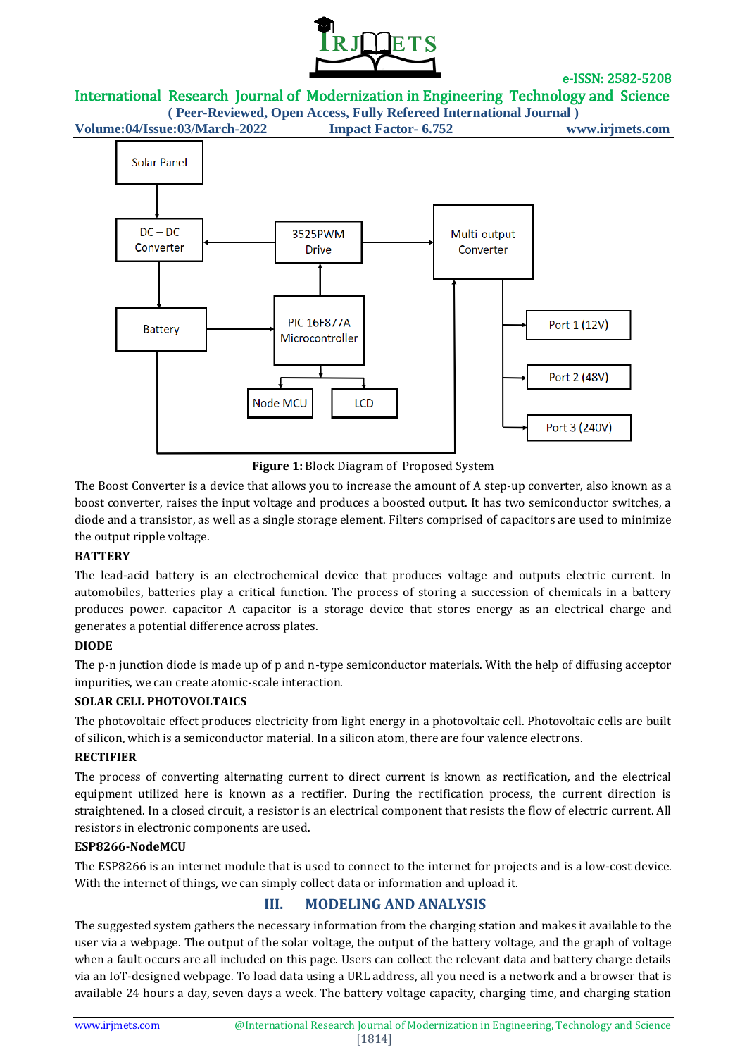Figure 1: Block Diagram of Proposed System

The Boost Converter is a device that allows you to increase the amount of A step-up converter, also known as a boost converter, raises the input voltage and produces a boosted output. It has two semiconductor switches, a diode and a transistor, as well as a single storage element. Filters comprised of capacitors are used to minimize the output ripple voltage.

**BATTERY**

The lead-acid battery is an electrochemical device that produces voltage and outputs electric current. In automobiles, batteries play a critical function. The process of storing a succession of chemicals in a battery produces power. capacitor A capacitor is a storage device that stores energy as an electrical charge and generates a potential difference across plates.

**DIODE**

The p-n junction diode is made up of p and n-type semiconductor materials. With the help of diffusing acceptor impurities, we can create atomic-scale interaction.

**SOLAR CELL PHOTOVOLTAICS**

The photovoltaic effect produces electricity from light energy in a photovoltaic cell. Photovoltaic cells are built of silicon, which is a semiconductor material. In a silicon atom, there are four valence electrons.

**RECTIFIER**

The process of converting alternating current to direct current is known as rectification, and the electrical equipment utilized here is known as a rectifier. During the rectification process, the current direction is straightened. In a closed circuit, a resistor is an electrical component that resists the flow of electric current. All resistors in electronic components are used.

**ESP8266-NodeMCU**

The ESP8266 is an internet module that is used to connect to the internet for projects and is a low-cost device. With the internet of things, we can simply collect data or information and upload it.

## III. MODELING AND ANALYSIS

The suggested system gathers the necessary information from the charging station and makes it available to the user via a webpage. The output of the solar voltage, the output of the battery voltage, and the graph of voltage when a fault occurs are all included on this page. Users can collect the relevant data and battery charge details via an IoT-designed webpage. To load data using a URL address, all you need is a network and a browser that is available 24 hours a day, seven days a week. The battery voltage capacity, charging time, and charging station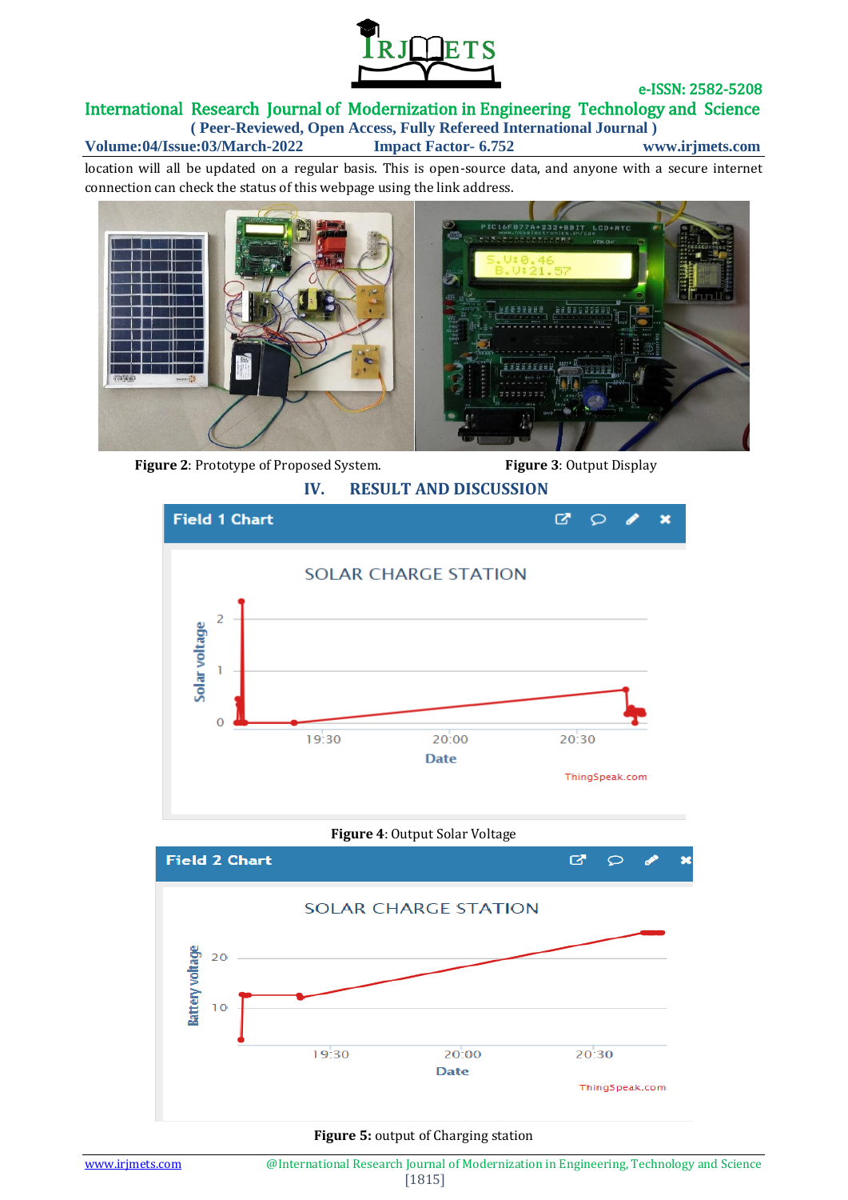location will all be updated on a regular basis. This is open-source data, and anyone with a secure internet connection can check the status of this webpage using the link address.

**Figure 2**: Prototype of Proposed System.

**Figure 3**: Output Display

## IV. RESULT AND DISCUSSION

**Figure 4**: Output Solar Voltage

**Figure 5:** output of Charging station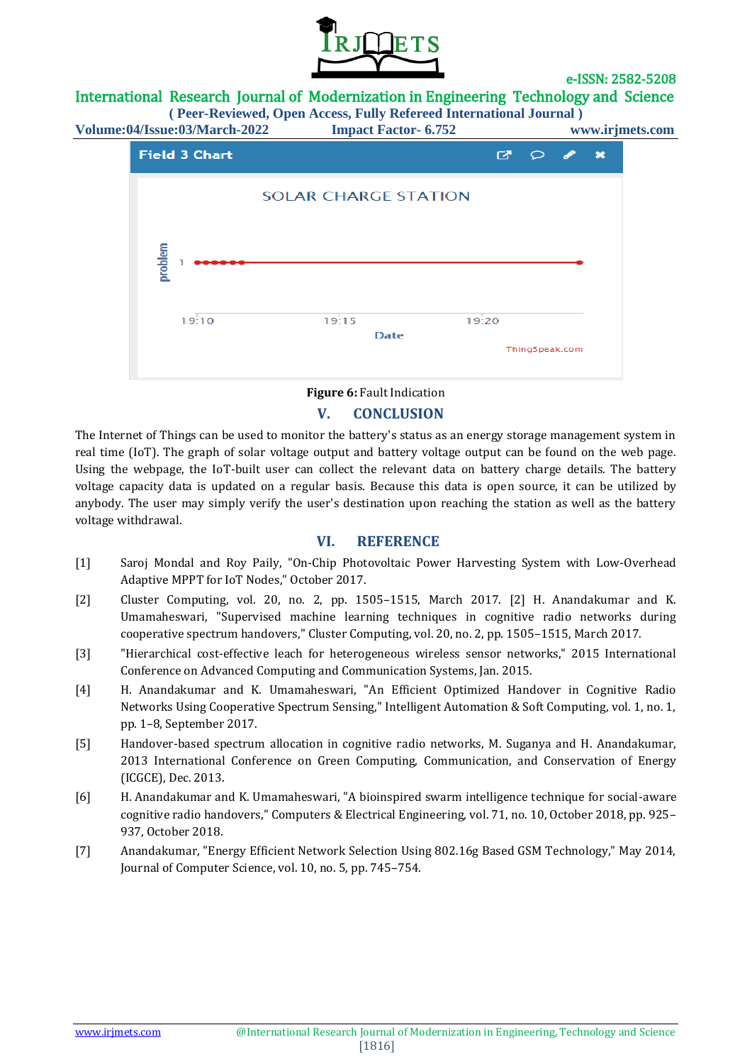Field 3 Chart

SOLAR CHARGE STATION

problem

1

19:10

19:15

19:20

Date

ThingSpeak.com

**Figure 6:** Fault Indication

## V. CONCLUSION

The Internet of Things can be used to monitor the battery's status as an energy storage management system in real time (IoT). The graph of solar voltage output and battery voltage output can be found on the web page. Using the webpage, the IoT-built user can collect the relevant data on battery charge details. The battery voltage capacity data is updated on a regular basis. Because this data is open source, it can be utilized by anybody. The user may simply verify the user's destination upon reaching the station as well as the battery voltage withdrawal.

## VI. REFERENCE

[1] Saroj Mondal and Roy Paily, "On-Chip Photovoltaic Power Harvesting System with Low-Overhead Adaptive MPPT for IoT Nodes," October 2017.

[2] Cluster Computing, vol. 20, no. 2, pp. 1505–1515, March 2017. [2] H. Anandakumar and K. Umamaheswari, "Supervised machine learning techniques in cognitive radio networks during cooperative spectrum handovers," Cluster Computing, vol. 20, no. 2, pp. 1505–1515, March 2017.

[3] "Hierarchical cost-effective leach for heterogeneous wireless sensor networks," 2015 International Conference on Advanced Computing and Communication Systems, Jan. 2015.

[4] H. Anandakumar and K. Umamaheswari, "An Efficient Optimized Handover in Cognitive Radio Networks Using Cooperative Spectrum Sensing," Intelligent Automation & Soft Computing, vol. 1, no. 1, pp. 1–8, September 2017.

[5] Handover-based spectrum allocation in cognitive radio networks, M. Suganya and H. Anandakumar, 2013 International Conference on Green Computing, Communication, and Conservation of Energy (ICGCE), Dec. 2013.

[6] H. Anandakumar and K. Umamaheswari, "A bioinspired swarm intelligence technique for social-aware cognitive radio handovers," Computers & Electrical Engineering, vol. 71, no. 10, October 2018, pp. 925–937, October 2018.

[7] Anandakumar, "Energy Efficient Network Selection Using 802.16g Based GSM Technology," May 2014, Journal of Computer Science, vol. 10, no. 5, pp. 745–754.